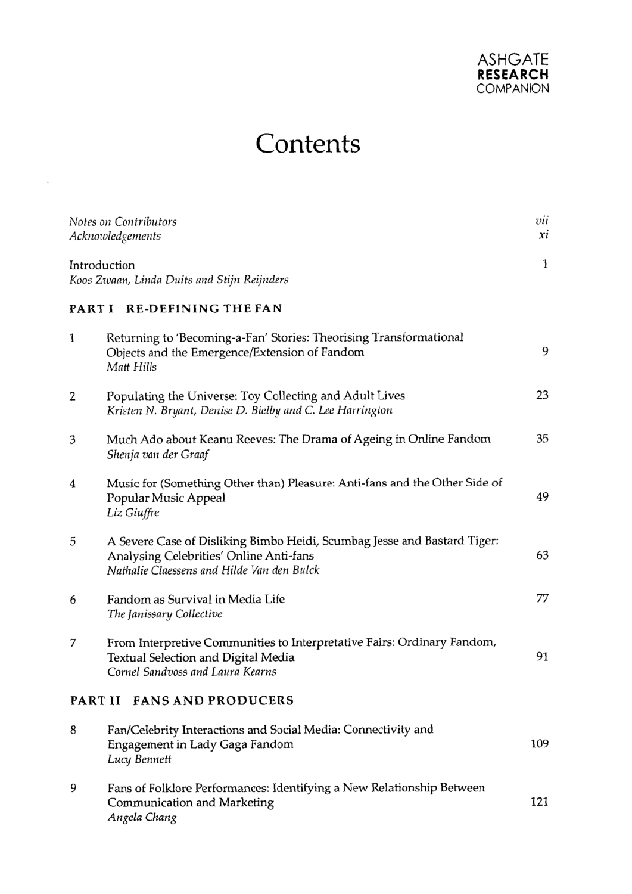ASHGATE
**RESEARCH**
COMPANION

# Contents

| | | |
|---|---|---|
| *Notes on Contributors* | | *vii* |
| *Acknowledgements* | | *xi* |
| Introduction<br>*Koos Zwaan, Linda Duits and Stijn Reijnders* | | 1 |

## PART I RE-DEFINING THE FAN

| | | |
|---|---|---|
| 1 | Returning to 'Becoming-a-Fan' Stories: Theorising Transformational Objects and the Emergence/Extension of Fandom<br>*Matt Hills* | 9 |
| 2 | Populating the Universe: Toy Collecting and Adult Lives<br>*Kristen N. Bryant, Denise D. Bielby and C. Lee Harrington* | 23 |
| 3 | Much Ado about Keanu Reeves: The Drama of Ageing in Online Fandom<br>*Shenja van der Graaf* | 35 |
| 4 | Music for (Something Other than) Pleasure: Anti-fans and the Other Side of Popular Music Appeal<br>*Liz Giuffre* | 49 |
| 5 | A Severe Case of Disliking Bimbo Heidi, Scumbag Jesse and Bastard Tiger: Analysing Celebrities' Online Anti-fans<br>*Nathalie Claessens and Hilde Van den Bulck* | 63 |
| 6 | Fandom as Survival in Media Life<br>*The Janissary Collective* | 77 |
| 7 | From Interpretive Communities to Interpretative Fairs: Ordinary Fandom, Textual Selection and Digital Media<br>*Cornel Sandvoss and Laura Kearns* | 91 |

## PART II FANS AND PRODUCERS

| | | |
|---|---|---|
| 8 | Fan/Celebrity Interactions and Social Media: Connectivity and Engagement in Lady Gaga Fandom<br>*Lucy Bennett* | 109 |
| 9 | Fans of Folklore Performances: Identifying a New Relationship Between Communication and Marketing<br>*Angela Chang* | 121 |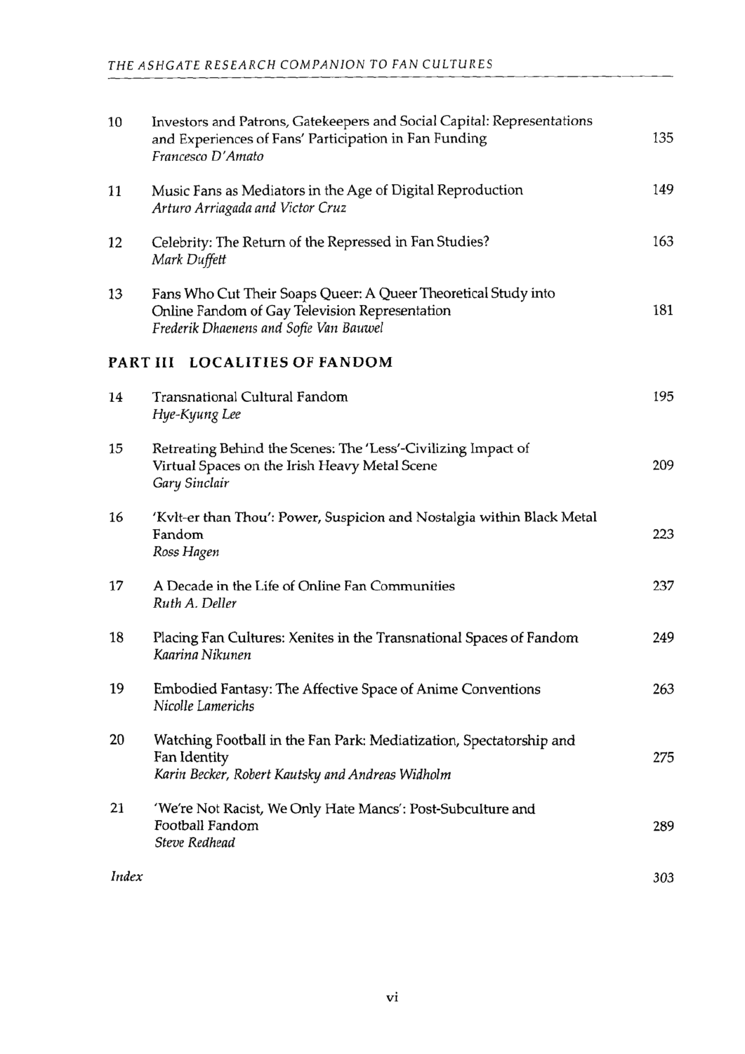10 Investors and Patrons, Gatekeepers and Social Capital: Representations and Experiences of Fans' Participation in Fan Funding — 135
*Francesco D'Amato*

11 Music Fans as Mediators in the Age of Digital Reproduction — 149
*Arturo Arriagada and Victor Cruz*

12 Celebrity: The Return of the Repressed in Fan Studies? — 163
*Mark Duffett*

13 Fans Who Cut Their Soaps Queer: A Queer Theoretical Study into Online Fandom of Gay Television Representation — 181
*Frederik Dhaenens and Sofie Van Bauwel*

## PART III LOCALITIES OF FANDOM

14 Transnational Cultural Fandom — 195
*Hye-Kyung Lee*

15 Retreating Behind the Scenes: The 'Less'-Civilizing Impact of Virtual Spaces on the Irish Heavy Metal Scene — 209
*Gary Sinclair*

16 'Kvlt-er than Thou': Power, Suspicion and Nostalgia within Black Metal Fandom — 223
*Ross Hagen*

17 A Decade in the Life of Online Fan Communities — 237
*Ruth A. Deller*

18 Placing Fan Cultures: Xenites in the Transnational Spaces of Fandom — 249
*Kaarina Nikunen*

19 Embodied Fantasy: The Affective Space of Anime Conventions — 263
*Nicolle Lamerichs*

20 Watching Football in the Fan Park: Mediatization, Spectatorship and Fan Identity — 275
*Karin Becker, Robert Kautsky and Andreas Widholm*

21 'We're Not Racist, We Only Hate Mancs': Post-Subculture and Football Fandom — 289
*Steve Redhead*

*Index* — 303